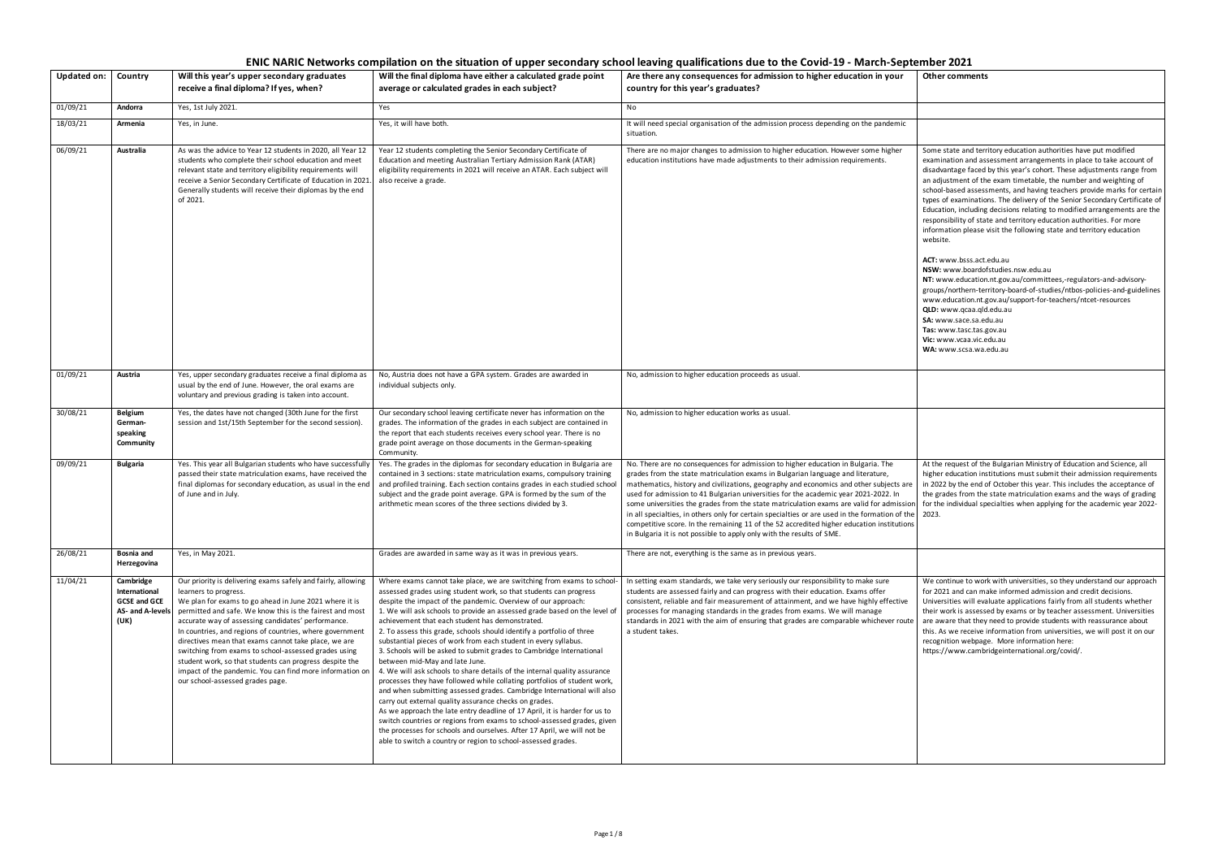# ENIC NARIC Networks compilation on the situation of upper secondary school leaving qualifications due to the Covid-19 - March-September 2021

| Updated on: | Country | Will this year's upper secondary graduates receive a final diploma? If yes, when? | Will the final diploma have either a calculated grade point average or calculated grades in each subject? | Are there any consequences for admission to higher education in your country for this year's graduates? | Other comments |
|---|---|---|---|---|---|
| 01/09/21 | **Andorra** | Yes, 1st July 2021. | Yes | No | |
| 18/03/21 | **Armenia** | Yes, in June. | Yes, it will have both. | It will need special organisation of the admission process depending on the pandemic situation. | |
| 06/09/21 | **Australia** | As was the advice to Year 12 students in 2020, all Year 12 students who complete their school education and meet relevant state and territory eligibility requirements will receive a Senior Secondary Certificate of Education in 2021. Generally students will receive their diplomas by the end of 2021. | Year 12 students completing the Senior Secondary Certificate of Education and meeting Australian Tertiary Admission Rank (ATAR) eligibility requirements in 2021 will receive an ATAR. Each subject will also receive a grade. | There are no major changes to admission to higher education. However some higher education institutions have made adjustments to their admission requirements. | Some state and territory education authorities have put modified examination and assessment arrangements in place to take account of disadvantage faced by this year's cohort. These adjustments range from an adjustment of the exam timetable, the number and weighting of school-based assessments, and having teachers provide marks for certain types of examinations. The delivery of the Senior Secondary Certificate of Education, including decisions relating to modified arrangements are the responsibility of state and territory education authorities. For more information please visit the following state and territory education website.<br><br>**ACT:** www.bsss.act.edu.au<br>**NSW:** www.boardofstudies.nsw.edu.au<br>**NT:** www.education.nt.gov.au/committees,-regulators-and-advisory-groups/northern-territory-board-of-studies/ntbos-policies-and-guidelines www.education.nt.gov.au/support-for-teachers/ntcet-resources<br>**QLD:** www.qcaa.qld.edu.au<br>**SA:** www.sace.sa.edu.au<br>**Tas:** www.tasc.tas.gov.au<br>**Vic:** www.vcaa.vic.edu.au<br>**WA:** www.scsa.wa.edu.au |
| 01/09/21 | **Austria** | Yes, upper secondary graduates receive a final diploma as usual by the end of June. However, the oral exams are voluntary and previous grading is taken into account. | No, Austria does not have a GPA system. Grades are awarded in individual subjects only. | No, admission to higher education proceeds as usual. | |
| 30/08/21 | **Belgium German-speaking Community** | Yes, the dates have not changed (30th June for the first session and 1st/15th September for the second session). | Our secondary school leaving certificate never has information on the grades. The information of the grades in each subject are contained in the report that each students receives every school year. There is no grade point average on those documents in the German-speaking Community. | No, admission to higher education works as usual. | |
| 09/09/21 | **Bulgaria** | Yes. This year all Bulgarian students who have successfully passed their state matriculation exams, have received the final diplomas for secondary education, as usual in the end of June and in July. | Yes. The grades in the diplomas for secondary education in Bulgaria are contained in 3 sections: state matriculation exams, compulsory training and profiled training. Each section contains grades in each studied school subject and the grade point average. GPA is formed by the sum of the arithmetic mean scores of the three sections divided by 3. | No. There are no consequences for admission to higher education in Bulgaria. The grades from the state matriculation exams in Bulgarian language and literature, mathematics, history and civilizations, geography and economics and other subjects are used for admission to 41 Bulgarian universities for the academic year 2021-2022. In some universities the grades from the state matriculation exams are valid for admission in all specialties, in others only for certain specialties or are used in the formation of the competitive score. In the remaining 11 of the 52 accredited higher education institutions in Bulgaria it is not possible to apply only with the results of SME. | At the request of the Bulgarian Ministry of Education and Science, all higher education institutions must submit their admission requirements in 2022 by the end of October this year. This includes the acceptance of the grades from the state matriculation exams and the ways of grading for the individual specialties when applying for the academic year 2022-2023. |
| 26/08/21 | **Bosnia and Herzegovina** | Yes, in May 2021. | Grades are awarded in same way as it was in previous years. | There are not, everything is the same as in previous years. | |
| 11/04/21 | **Cambridge International GCSE and GCE AS- and A-levels (UK)** | Our priority is delivering exams safely and fairly, allowing learners to progress.<br>We plan for exams to go ahead in June 2021 where it is permitted and safe. We know this is the fairest and most accurate way of assessing candidates' performance.<br>In countries, and regions of countries, where government directives mean that exams cannot take place, we are switching from exams to school-assessed grades using student work, so that students can progress despite the impact of the pandemic. You can find more information on our school-assessed grades page. | Where exams cannot take place, we are switching from exams to school-assessed grades using student work, so that students can progress despite the impact of the pandemic. Overview of our approach:<br>1. We will ask schools to provide an assessed grade based on the level of achievement that each student has demonstrated.<br>2. To assess this grade, schools should identify a portfolio of three substantial pieces of work from each student in every syllabus.<br>3. Schools will be asked to submit grades to Cambridge International between mid-May and late June.<br>4. We will ask schools to share details of the internal quality assurance processes they have followed while collating portfolios of student work, and when submitting assessed grades. Cambridge International will also carry out external quality assurance checks on grades.<br>As we approach the late entry deadline of 17 April, it is harder for us to switch countries or regions from exams to school-assessed grades, given the processes for schools and ourselves. After 17 April, we will not be able to switch a country or region to school-assessed grades. | In setting exam standards, we take very seriously our responsibility to make sure students are assessed fairly and can progress with their education. Exams offer consistent, reliable and fair measurement of attainment, and we have highly effective processes for managing standards in the grades from exams. We will manage standards in 2021 with the aim of ensuring that grades are comparable whichever route a student takes. | We continue to work with universities, so they understand our approach for 2021 and can make informed admission and credit decisions. Universities will evaluate applications fairly from all students whether their work is assessed by exams or by teacher assessment. Universities are aware that they need to provide students with reassurance about this. As we receive information from universities, we will post it on our recognition webpage. More information here: https://www.cambridgeinternational.org/covid/. |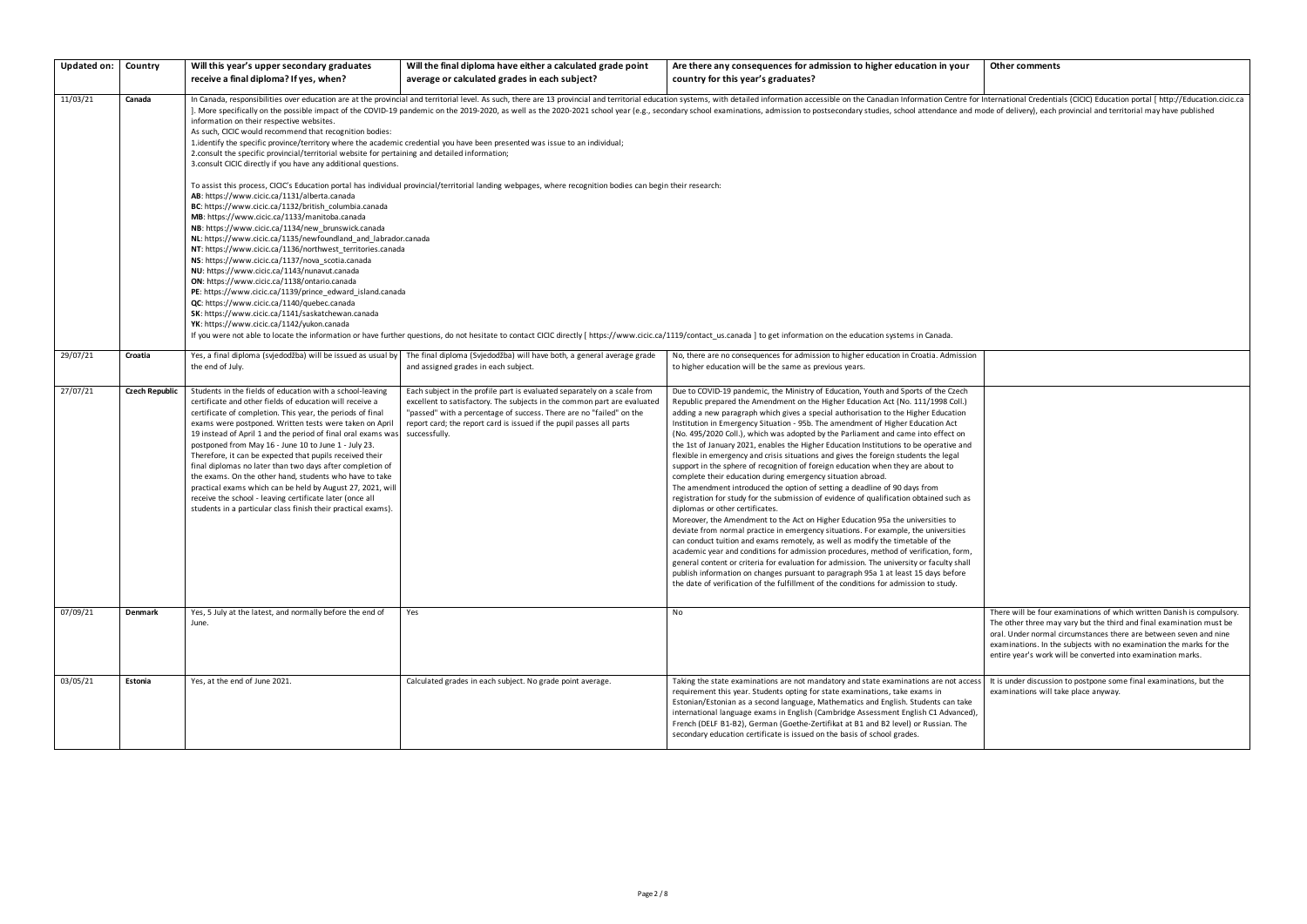| Updated on: | Country | Will this year's upper secondary graduates receive a final diploma? If yes, when? | Will the final diploma have either a calculated grade point average or calculated grades in each subject? | Are there any consequences for admission to higher education in your country for this year's graduates? | Other comments |
|---|---|---|---|---|---|
| 11/03/21 | **Canada** | In Canada, responsibilities over education are at the provincial and territorial level. As such, there are 13 provincial and territorial education systems, with detailed information accessible on the Canadian Information Centre for International Credentials (CICIC) Education portal [ http://Education.cicic.ca ]. More specifically on the possible impact of the COVID-19 pandemic on the 2019-2020, as well as the 2020-2021 school year (e.g., secondary school examinations, admission to postsecondary studies, school attendance and mode of delivery), each provincial and territorial may have published information on their respective websites.<br>As such, CICIC would recommend that recognition bodies:<br>1.identify the specific province/territory where the academic credential you have been presented was issue to an individual;<br>2.consult the specific provincial/territorial website for pertaining and detailed information;<br>3.consult CICIC directly if you have any additional questions.<br><br>To assist this process, CICIC's Education portal has individual provincial/territorial landing webpages, where recognition bodies can begin their research:<br>**AB**: https://www.cicic.ca/1131/alberta.canada<br>**BC**: https://www.cicic.ca/1132/british_columbia.canada<br>**MB**: https://www.cicic.ca/1133/manitoba.canada<br>**NB**: https://www.cicic.ca/1134/new_brunswick.canada<br>**NL**: https://www.cicic.ca/1135/newfoundland_and_labrador.canada<br>**NT**: https://www.cicic.ca/1136/northwest_territories.canada<br>**NS**: https://www.cicic.ca/1137/nova_scotia.canada<br>**NU**: https://www.cicic.ca/1143/nunavut.canada<br>**ON**: https://www.cicic.ca/1138/ontario.canada<br>**PE**: https://www.cicic.ca/1139/prince_edward_island.canada<br>**QC**: https://www.cicic.ca/1140/quebec.canada<br>**SK**: https://www.cicic.ca/1141/saskatchewan.canada<br>**YK**: https://www.cicic.ca/1142/yukon.canada<br>If you were not able to locate the information or have further questions, do not hesitate to contact CICIC directly [ https://www.cicic.ca/1119/contact_us.canada ] to get information on the education systems in Canada. | | | |
| 29/07/21 | **Croatia** | Yes, a final diploma (svjedodžba) will be issued as usual by the end of July. | The final diploma (Svjedodžba) will have both, a general average grade and assigned grades in each subject. | No, there are no consequences for admission to higher education in Croatia. Admission to higher education will be the same as previous years. | |
| 27/07/21 | **Czech Republic** | Students in the fields of education with a school-leaving certificate and other fields of education will receive a certificate of completion. This year, the periods of final exams were postponed. Written tests were taken on April 19 instead of April 1 and the period of final oral exams was postponed from May 16 - June 10 to June 1 - July 23. Therefore, it can be expected that pupils received their final diplomas no later than two days after completion of the exams. On the other hand, students who have to take practical exams which can be held by August 27, 2021, will receive the school - leaving certificate later (once all students in a particular class finish their practical exams). | Each subject in the profile part is evaluated separately on a scale from excellent to satisfactory. The subjects in the common part are evaluated "passed" with a percentage of success. There are no "failed" on the report card; the report card is issued if the pupil passes all parts successfully. | Due to COVID-19 pandemic, the Ministry of Education, Youth and Sports of the Czech Republic prepared the Amendment on the Higher Education Act (No. 111/1998 Coll.) adding a new paragraph which gives a special authorisation to the Higher Education Institution in Emergency Situation - 95b. The amendment of Higher Education Act (No. 495/2020 Coll.), which was adopted by the Parliament and came into effect on the 1st of January 2021, enables the Higher Education Institutions to be operative and flexible in emergency and crisis situations and gives the foreign students the legal support in the sphere of recognition of foreign education when they are about to complete their education during emergency situation abroad.<br>The amendment introduced the option of setting a deadline of 90 days from registration for study for the submission of evidence of qualification obtained such as diplomas or other certificates.<br>Moreover, the Amendment to the Act on Higher Education 95a the universities to deviate from normal practice in emergency situations. For example, the universities can conduct tuition and exams remotely, as well as modify the timetable of the academic year and conditions for admission procedures, method of verification, form, general content or criteria for evaluation for admission. The university or faculty shall publish information on changes pursuant to paragraph 95a 1 at least 15 days before the date of verification of the fulfillment of the conditions for admission to study. | |
| 07/09/21 | **Denmark** | Yes, 5 July at the latest, and normally before the end of June. | Yes | No | There will be four examinations of which written Danish is compulsory. The other three may vary but the third and final examination must be oral. Under normal circumstances there are between seven and nine examinations. In the subjects with no examination the marks for the entire year's work will be converted into examination marks. |
| 03/05/21 | **Estonia** | Yes, at the end of June 2021. | Calculated grades in each subject. No grade point average. | Taking the state examinations are not mandatory and state examinations are not access requirement this year. Students opting for state examinations, take exams in Estonian/Estonian as a second language, Mathematics and English. Students can take international language exams in English (Cambridge Assessment English C1 Advanced), French (DELF B1-B2), German (Goethe-Zertifikat at B1 and B2 level) or Russian. The secondary education certificate is issued on the basis of school grades. | It is under discussion to postpone some final examinations, but the examinations will take place anyway. |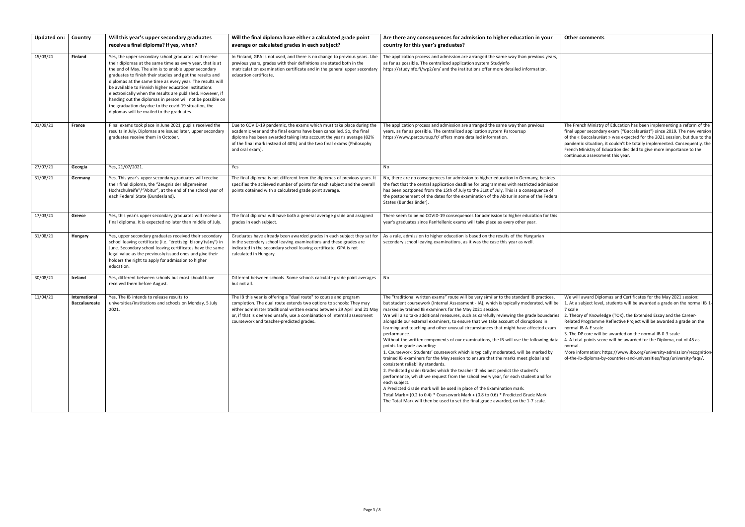| Updated on: | Country | Will this year's upper secondary graduates receive a final diploma? If yes, when? | Will the final diploma have either a calculated grade point average or calculated grades in each subject? | Are there any consequences for admission to higher education in your country for this year's graduates? | Other comments |
|---|---|---|---|---|---|
| 15/03/21 | **Finland** | Yes, the upper secondary school graduates will receive their diplomas at the same time as every year, that is at the end of May. The aim is to enable upper secondary graduates to finish their studies and get the results and diplomas at the same time as every year. The results will be available to Finnish higher education institutions electronically when the results are published. However, if handing out the diplomas in person will not be possible on the graduation day due to the covid-19 situation, the diplomas will be mailed to the graduates. | In Finland, GPA is not used, and there is no change to previous years. Like previous years, grades with their definitions are stated both in the matriculation examination certificate and in the general upper secondary education certificate. | The application process and admission are arranged the same way than previous years, as far as possible. The centralized application system Studyinfo https://studyinfo.fi/wp2/en/ and the institutions offer more detailed information. | |
| 01/09/21 | **France** | Final exams took place in June 2021, pupils received the results in July. Diplomas are issued later, upper secondary graduates receive them in October. | Due to COVID-19 pandemic, the exams which must take place during the academic year and the final exams have been cancelled. So, the final diploma has been awarded taking into account the year's average (82% of the final mark instead of 40%) and the two final exams (Philosophy and oral exam). | The application process and admission are arranged the same way than previous years, as far as possible. The centralized application system Parcoursup https://www.parcoursup.fr/ offers more detailed information. | The French Ministry of Education has been implementing a reform of the final upper secondary exam ("Baccalauréat") since 2019. The new version of the « Baccalauréat » was expected for the 2021 session, but due to the pandemic situation, it couldn't be totally implemented. Consequently, the French Ministry of Education decided to give more importance to the continuous assessment this year. |
| 27/07/21 | **Georgia** | Yes, 21/07/2021. | Yes | No | |
| 31/08/21 | **Germany** | Yes. This year's upper secondary graduates will receive their final diploma, the "Zeugnis der allgemeinen Hochschulreife"/"Abitur", at the end of the school year of each Federal State (Bundesland). | The final diploma is not different from the diplomas of previous years. It specifies the achieved number of points for each subject and the overall points obtained with a calculated grade point average. | No, there are no consequences for admission to higher education in Germany, besides the fact that the central application deadline for programmes with restricted admission has been postponed from the 15th of July to the 31st of July. This is a consequence of the postponement of the dates for the examination of the Abitur in some of the Federal States (Bundesländer). | |
| 17/03/21 | **Greece** | Yes, this year's upper secondary graduates will receive a final diploma. It is expected no later than middle of July. | The final diploma will have both a general average grade and assigned grades in each subject. | There seem to be no COVID-19 consequences for admission to higher education for this year's graduates since PanHellenic exams will take place as every other year. | |
| 31/08/21 | **Hungary** | Yes, upper secondary graduates received their secondary school leaving certificate (i.e. "érettségi bizonyítvány") in June. Secondary school leaving certificates have the same legal value as the previously issued ones and give their holders the right to apply for admission to higher education. | Graduates have already been awarded grades in each subject they sat for in the secondary school leaving examinations and these grades are indicated in the secondary school leaving certificate. GPA is not calculated in Hungary. | As a rule, admission to higher education is based on the results of the Hungarian secondary school leaving examinations, as it was the case this year as well. | |
| 30/08/21 | **Iceland** | Yes, different between schools but most should have received them before August. | Different between schools. Some schools calculate grade point averages but not all. | No | |
| 11/04/21 | **International Baccalaureate** | Yes. The IB intends to release results to universities/institutions and schools on Monday, 5 July 2021. | The IB this year is offering a "dual route" to course and program completion. The dual route extends two options to schools: They may either administer traditional written exams between 29 April and 21 May or, if that is deemed unsafe, use a combination of internal assessment coursework and teacher-predicted grades. | The "traditional written exams" route will be very similar to the standard IB practices, but student coursework (Internal Assessment - IA), which is typically moderated, will be marked by trained IB examiners for the May 2021 session.<br>We will also take additional measures, such as carefully reviewing the grade boundaries alongside our external examiners, to ensure that we take account of disruptions in learning and teaching and other unusual circumstances that might have affected exam performance.<br>Without the written components of our examinations, the IB will use the following data points for grade awarding:<br>1. Coursework: Students' coursework which is typically moderated, will be marked by trained IB examiners for the May session to ensure that the marks meet global and consistent reliability standards.<br>2. Predicted grade: Grades which the teacher thinks best predict the student's performance, which we request from the school every year, for each student and for each subject.<br>A Predicted Grade mark will be used in place of the Examination mark.<br>Total Mark = (0.2 to 0.4) * Coursework Mark + (0.8 to 0.6) * Predicted Grade Mark<br>The Total Mark will then be used to set the final grade awarded, on the 1-7 scale. | We will award Diplomas and Certificates for the May 2021 session:<br>1. At a subject level, students will be awarded a grade on the normal IB 1-7 scale<br>2. Theory of Knowledge (TOK), the Extended Essay and the Career-Related Programme Reflective Project will be awarded a grade on the normal IB A-E scale<br>3. The DP core will be awarded on the normal IB 0-3 scale<br>4. A total points score will be awarded for the Diploma, out of 45 as normal.<br>More information: https://www.ibo.org/university-admission/recognition-of-the-ib-diploma-by-countries-and-universities/faqs/university-faqs/. |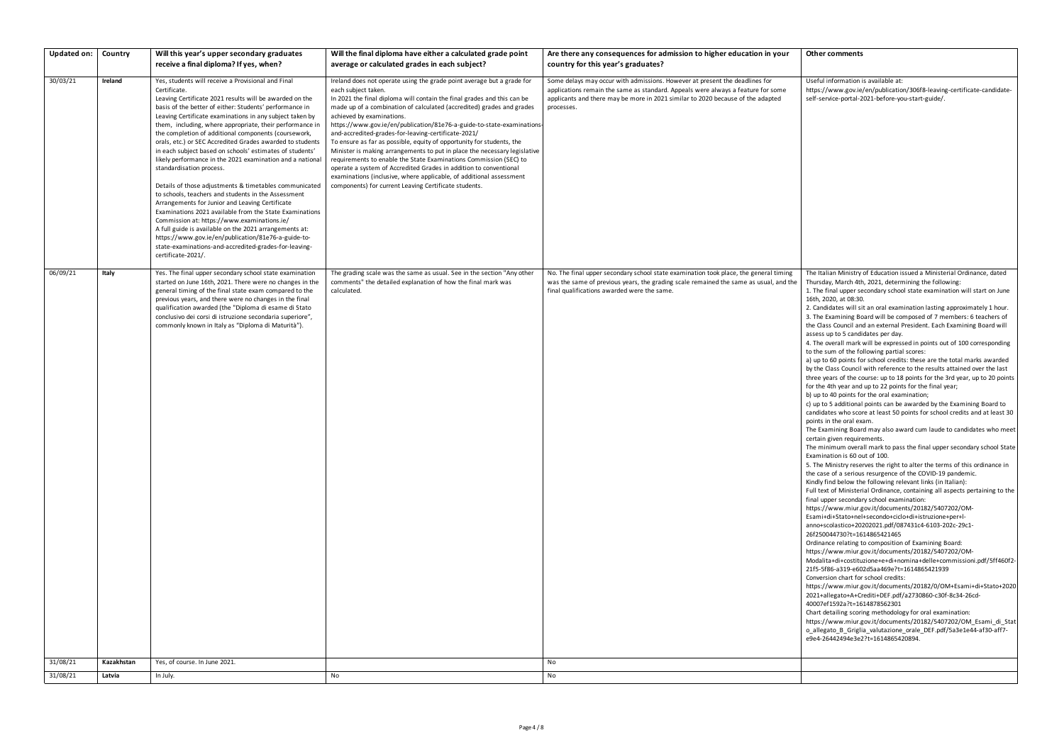| Updated on: | Country | Will this year's upper secondary graduates receive a final diploma? If yes, when? | Will the final diploma have either a calculated grade point average or calculated grades in each subject? | Are there any consequences for admission to higher education in your country for this year's graduates? | Other comments |
|---|---|---|---|---|---|
| 30/03/21 | **Ireland** | Yes, students will receive a Provisional and Final Certificate.<br>Leaving Certificate 2021 results will be awarded on the basis of the better of either: Students' performance in Leaving Certificate examinations in any subject taken by them, including, where appropriate, their performance in the completion of additional components (coursework, orals, etc.) or SEC Accredited Grades awarded to students in each subject based on schools' estimates of students' likely performance in the 2021 examination and a national standardisation process.<br><br>Details of those adjustments & timetables communicated to schools, teachers and students in the Assessment Arrangements for Junior and Leaving Certificate Examinations 2021 available from the State Examinations Commission at: https://www.examinations.ie/<br>A full guide is available on the 2021 arrangements at: https://www.gov.ie/en/publication/81e76-a-guide-to-state-examinations-and-accredited-grades-for-leaving-certificate-2021/. | Ireland does not operate using the grade point average but a grade for each subject taken.<br>In 2021 the final diploma will contain the final grades and this can be made up of a combination of calculated (accredited) grades and grades achieved by examinations.<br>https://www.gov.ie/en/publication/81e76-a-guide-to-state-examinations-and-accredited-grades-for-leaving-certificate-2021/<br>To ensure as far as possible, equity of opportunity for students, the Minister is making arrangements to put in place the necessary legislative requirements to enable the State Examinations Commission (SEC) to operate a system of Accredited Grades in addition to conventional examinations (inclusive, where applicable, of additional assessment components) for current Leaving Certificate students. | Some delays may occur with admissions. However at present the deadlines for applications remain the same as standard. Appeals were always a feature for some applicants and there may be more in 2021 similar to 2020 because of the adapted processes. | Useful information is available at:<br>https://www.gov.ie/en/publication/306f8-leaving-certificate-candidate-self-service-portal-2021-before-you-start-guide/. |
| 06/09/21 | **Italy** | Yes. The final upper secondary school state examination started on June 16th, 2021. There were no changes in the general timing of the final state exam compared to the previous years, and there were no changes in the final qualification awarded (the "Diploma di esame di Stato conclusivo dei corsi di istruzione secondaria superiore", commonly known in Italy as "Diploma di Maturità"). | The grading scale was the same as usual. See in the section "Any other comments" the detailed explanation of how the final mark was calculated. | No. The final upper secondary school state examination took place, the general timing was the same of previous years, the grading scale remained the same as usual, and the final qualifications awarded were the same. | The Italian Ministry of Education issued a Ministerial Ordinance, dated Thursday, March 4th, 2021, determining the following:<br>1. The final upper secondary school state examination will start on June 16th, 2020, at 08:30.<br>2. Candidates will sit an oral examination lasting approximately 1 hour.<br>3. The Examining Board will be composed of 7 members: 6 teachers of the Class Council and an external President. Each Examining Board will assess up to 5 candidates per day.<br>4. The overall mark will be expressed in points out of 100 corresponding to the sum of the following partial scores:<br>a) up to 60 points for school credits: these are the total marks awarded by the Class Council with reference to the results attained over the last three years of the course: up to 18 points for the 3rd year, up to 20 points for the 4th year and up to 22 points for the final year;<br>b) up to 40 points for the oral examination;<br>c) up to 5 additional points can be awarded by the Examining Board to candidates who score at least 50 points for school credits and at least 30 points in the oral exam.<br>The Examining Board may also award cum laude to candidates who meet certain given requirements.<br>The minimum overall mark to pass the final upper secondary school State Examination is 60 out of 100.<br>5. The Ministry reserves the right to alter the terms of this ordinance in the case of a serious resurgence of the COVID-19 pandemic.<br>Kindly find below the following relevant links (in Italian):<br>Full text of Ministerial Ordinance, containing all aspects pertaining to the final upper secondary school examination:<br>https://www.miur.gov.it/documents/20182/5407202/OM-Esami+di+Stato+nel+secondo+ciclo+di+istruzione+per+l-anno+scolastico+20202021.pdf/087431c4-6103-202c-29c1-26f250044730?t=1614865421465<br>Ordinance relating to composition of Examining Board:<br>https://www.miur.gov.it/documents/20182/5407202/OM-Modalita+di+costituzione+e+di+nomina+delle+commissioni.pdf/5ff460f2-21f5-5f86-a319-e602d5aa469e?t=1614865421939<br>Conversion chart for school credits:<br>https://www.miur.gov.it/documents/20182/0/OM+Esami+di+Stato+2020 2021+allegato+A+Crediti+DEF.pdf/a2730860-c30f-8c34-26cd-40007ef1592a?t=1614878562301<br>Chart detailing scoring methodology for oral examination:<br>https://www.miur.gov.it/documents/20182/5407202/OM_Esami_di_Stato_allegato_B_Griglia_valutazione_orale_DEF.pdf/5a3e1e44-af30-aff7-e9e4-26442494e3e2?t=1614865420894. |
| 31/08/21 | **Kazakhstan** | Yes, of course. In June 2021. | | No | |
| 31/08/21 | **Latvia** | In July. | No | No | |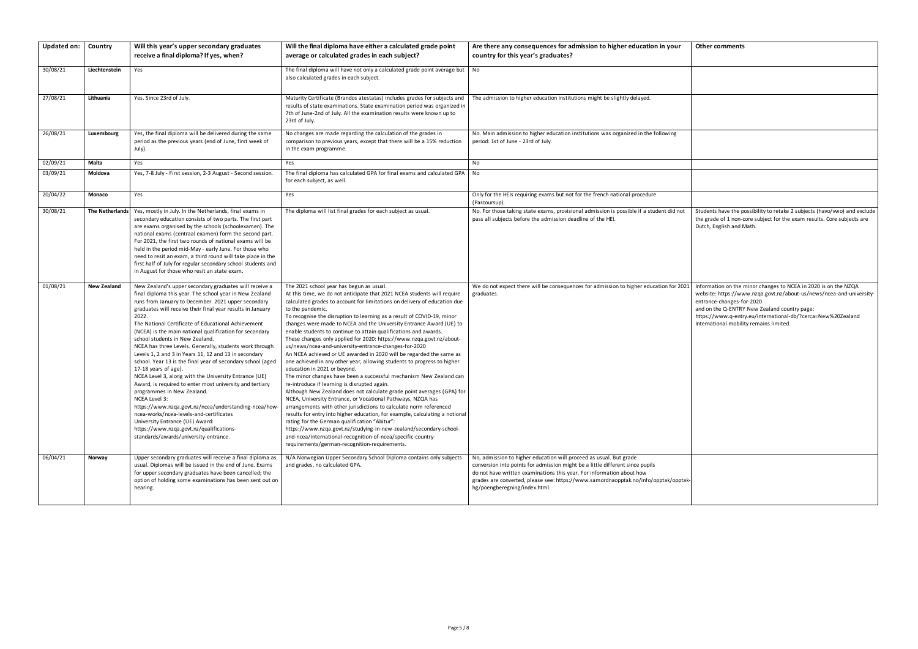| Updated on: | Country | Will this year's upper secondary graduates receive a final diploma? If yes, when? | Will the final diploma have either a calculated grade point average or calculated grades in each subject? | Are there any consequences for admission to higher education in your country for this year's graduates? | Other comments |
|---|---|---|---|---|---|
| 30/08/21 | **Liechtenstein** | Yes | The final diploma will have not only a calculated grade point average but also calculated grades in each subject. | No | |
| 27/08/21 | **Lithuania** | Yes. Since 23rd of July. | Maturity Certificate (Brandos atestatas) includes grades for subjects and results of state examinations. State examination period was organized in 7th of June-2nd of July. All the examination results were known up to 23rd of July. | The admission to higher education institutions might be slightly delayed. | |
| 26/08/21 | **Luxembourg** | Yes, the final diploma will be delivered during the same period as the previous years (end of June, first week of July). | No changes are made regarding the calculation of the grades in comparison to previous years, except that there will be a 15% reduction in the exam programme. | No. Main admission to higher education institutions was organized in the following period: 1st of June - 23rd of July. | |
| 02/09/21 | **Malta** | Yes | Yes | No | |
| 03/09/21 | **Moldova** | Yes, 7-8 July - First session, 2-3 August - Second session. | The final diploma has calculated GPA for final exams and calculated GPA for each subject, as well. | No | |
| 20/04/22 | **Monaco** | Yes | Yes | Only for the HEIs requiring exams but not for the french national procedure (Parcoursup). | |
| 30/08/21 | **The Netherlands** | Yes, mostly in July. In the Netherlands, final exams in secondary education consists of two parts. The first part are exams organised by the schools (schoolexamen). The national exams (centraal examen) form the second part. For 2021, the first two rounds of national exams will be held in the period mid-May - early June. For those who need to resit an exam, a third round will take place in the first half of July for regular secondary school students and in August for those who resit an state exam. | The diploma will list final grades for each subject as usual. | No. For those taking state exams, provisional admission is possible if a student did not pass all subjects before the admission deadline of the HEI. | Students have the possibility to retake 2 subjects (havo/vwo) and exclude the grade of 1 non-core subject for the exam results. Core subjects are Dutch, English and Math. |
| 01/08/21 | **New Zealand** | New Zealand's upper secondary graduates will receive a final diploma this year. The school year in New Zealand runs from January to December. 2021 upper secondary graduates will receive their final year results in January 2022.<br>The National Certificate of Educational Achievement (NCEA) is the main national qualification for secondary school students in New Zealand.<br>NCEA has three Levels. Generally, students work through Levels 1, 2 and 3 in Years 11, 12 and 13 in secondary school. Year 13 is the final year of secondary school (aged 17-18 years of age).<br>NCEA Level 3, along with the University Entrance (UE) Award, is required to enter most university and tertiary programmes in New Zealand.<br>NCEA Level 3:<br>https://www.nzqa.govt.nz/ncea/understanding-ncea/how-ncea-works/ncea-levels-and-certificates<br>University Entrance (UE) Award:<br>https://www.nzqa.govt.nz/qualifications-standards/awards/university-entrance. | The 2021 school year has begun as usual.<br>At this time, we do not anticipate that 2021 NCEA students will require calculated grades to account for limitations on delivery of education due to the pandemic.<br>To recognise the disruption to learning as a result of COVID-19, minor changes were made to NCEA and the University Entrance Award (UE) to enable students to continue to attain qualifications and awards.<br>These changes only applied for 2020: https://www.nzqa.govt.nz/about-us/news/ncea-and-university-entrance-changes-for-2020<br>An NCEA achieved or UE awarded in 2020 will be regarded the same as one achieved in any other year, allowing students to progress to higher education in 2021 or beyond.<br>The minor changes have been a successful mechanism New Zealand can re-introduce if learning is disrupted again.<br>Although New Zealand does not calculate grade point averages (GPA) for NCEA, University Entrance, or Vocational Pathways, NZQA has arrangements with other jurisdictions to calculate norm referenced results for entry into higher education, for example, calculating a national rating for the German qualification "Abitur":<br>https://www.nzqa.govt.nz/studying-in-new-zealand/secondary-school-and-ncea/international-recognition-of-ncea/specific-country-requirements/german-recognition-requirements. | We do not expect there will be consequences for admission to higher education for 2021 graduates. | Information on the minor changes to NCEA in 2020 is on the NZQA website: https://www.nzqa.govt.nz/about-us/news/ncea-and-university-entrance-changes-for-2020<br>and on the Q-ENTRY New Zealand country page:<br>https://www.q-entry.eu/international-db/?cerca=New%20Zealand<br>International mobility remains limited. |
| 06/04/21 | **Norway** | Upper secondary graduates will receive a final diploma as usual. Diplomas will be issued in the end of June. Exams for upper secondary graduates have been cancelled; the option of holding some examinations has been sent out on hearing. | N/A Norwegian Upper Secondary School Diploma contains only subjects and grades, no calculated GPA. | No, admission to higher education will proceed as usual. But grade conversion into points for admission might be a little different since pupils do not have written examinations this year. For information about how grades are converted, please see: https://www.samordnaopptak.no/info/opptak/opptak-hg/poengberegning/index.html. | |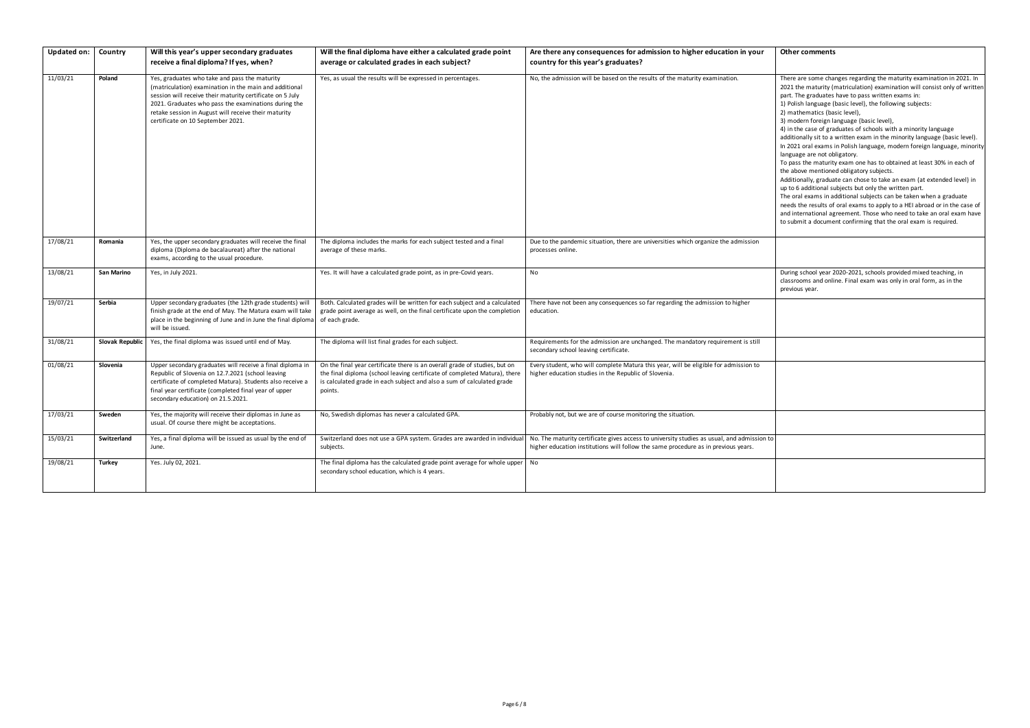| Updated on: | Country | Will this year's upper secondary graduates receive a final diploma? If yes, when? | Will the final diploma have either a calculated grade point average or calculated grades in each subject? | Are there any consequences for admission to higher education in your country for this year's graduates? | Other comments |
|---|---|---|---|---|---|
| 11/03/21 | **Poland** | Yes, graduates who take and pass the maturity (matriculation) examination in the main and additional session will receive their maturity certificate on 5 July 2021. Graduates who pass the examinations during the retake session in August will receive their maturity certificate on 10 September 2021. | Yes, as usual the results will be expressed in percentages. | No, the admission will be based on the results of the maturity examination. | There are some changes regarding the maturity examination in 2021. In 2021 the maturity (matriculation) examination will consist only of written part. The graduates have to pass written exams in:<br>1) Polish language (basic level), the following subjects:<br>2) mathematics (basic level),<br>3) modern foreign language (basic level),<br>4) in the case of graduates of schools with a minority language additionally sit to a written exam in the minority language (basic level).<br>In 2021 oral exams in Polish language, modern foreign language, minority language are not obligatory.<br>To pass the maturity exam one has to obtained at least 30% in each of the above mentioned obligatory subjects.<br>Additionally, graduate can chose to take an exam (at extended level) in up to 6 additional subjects but only the written part.<br>The oral exams in additional subjects can be taken when a graduate needs the results of oral exams to apply to a HEI abroad or in the case of and international agreement. Those who need to take an oral exam have to submit a document confirming that the oral exam is required. |
| 17/08/21 | **Romania** | Yes, the upper secondary graduates will receive the final diploma (Diploma de bacalaureat) after the national exams, according to the usual procedure. | The diploma includes the marks for each subject tested and a final average of these marks. | Due to the pandemic situation, there are universities which organize the admission processes online. | |
| 13/08/21 | **San Marino** | Yes, in July 2021. | Yes. It will have a calculated grade point, as in pre-Covid years. | No | During school year 2020-2021, schools provided mixed teaching, in classrooms and online. Final exam was only in oral form, as in the previous year. |
| 19/07/21 | **Serbia** | Upper secondary graduates (the 12th grade students) will finish grade at the end of May. The Matura exam will take place in the beginning of June and in June the final diploma will be issued. | Both. Calculated grades will be written for each subject and a calculated grade point average as well, on the final certificate upon the completion of each grade. | There have not been any consequences so far regarding the admission to higher education. | |
| 31/08/21 | **Slovak Republic** | Yes, the final diploma was issued until end of May. | The diploma will list final grades for each subject. | Requirements for the admission are unchanged. The mandatory requirement is still secondary school leaving certificate. | |
| 01/08/21 | **Slovenia** | Upper secondary graduates will receive a final diploma in Republic of Slovenia on 12.7.2021 (school leaving certificate of completed Matura). Students also receive a final year certificate (completed final year of upper secondary education) on 21.5.2021. | On the final year certificate there is an overall grade of studies, but on the final diploma (school leaving certificate of completed Matura), there is calculated grade in each subject and also a sum of calculated grade points. | Every student, who will complete Matura this year, will be eligible for admission to higher education studies in the Republic of Slovenia. | |
| 17/03/21 | **Sweden** | Yes, the majority will receive their diplomas in June as usual. Of course there might be acceptations. | No, Swedish diplomas has never a calculated GPA. | Probably not, but we are of course monitoring the situation. | |
| 15/03/21 | **Switzerland** | Yes, a final diploma will be issued as usual by the end of June. | Switzerland does not use a GPA system. Grades are awarded in individual subjects. | No. The maturity certificate gives access to university studies as usual, and admission to higher education institutions will follow the same procedure as in previous years. | |
| 19/08/21 | **Turkey** | Yes. July 02, 2021. | The final diploma has the calculated grade point average for whole upper secondary school education, which is 4 years. | No | |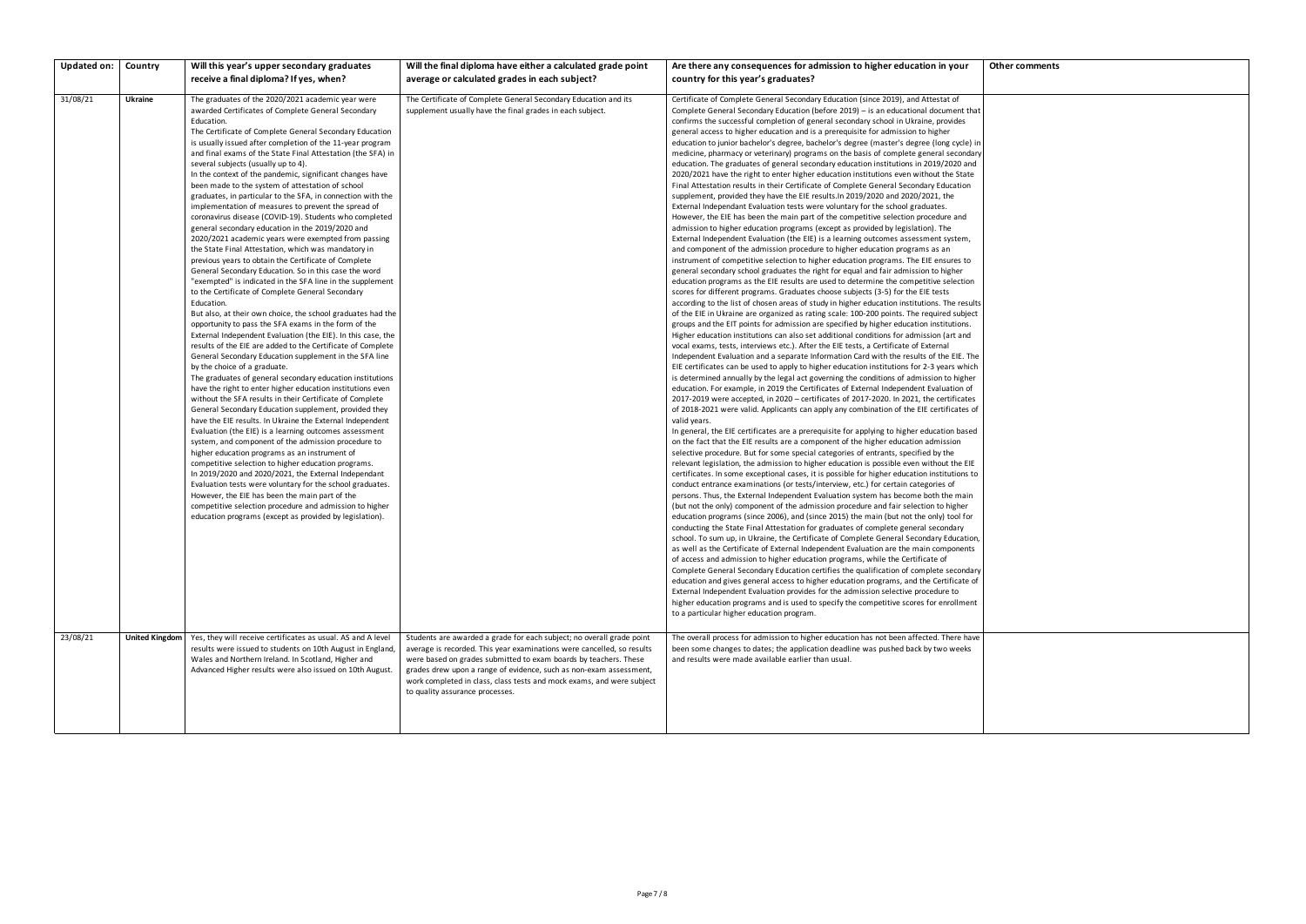| Updated on: | Country | Will this year's upper secondary graduates receive a final diploma? If yes, when? | Will the final diploma have either a calculated grade point average or calculated grades in each subject? | Are there any consequences for admission to higher education in your country for this year's graduates? | Other comments |
|---|---|---|---|---|---|
| 31/08/21 | **Ukraine** | The graduates of the 2020/2021 academic year were awarded Certificates of Complete General Secondary Education.<br>The Certificate of Complete General Secondary Education is usually issued after completion of the 11-year program and final exams of the State Final Attestation (the SFA) in several subjects (usually up to 4).<br>In the context of the pandemic, significant changes have been made to the system of attestation of school graduates, in particular to the SFA, in connection with the implementation of measures to prevent the spread of coronavirus disease (COVID-19). Students who completed general secondary education in the 2019/2020 and 2020/2021 academic years were exempted from passing the State Final Attestation, which was mandatory in previous years to obtain the Certificate of Complete General Secondary Education. So in this case the word "exempted" is indicated in the SFA line in the supplement to the Certificate of Complete General Secondary Education.<br>But also, at their own choice, the school graduates had the opportunity to pass the SFA exams in the form of the External Independent Evaluation (the EIE). In this case, the results of the EIE are added to the Certificate of Complete General Secondary Education supplement in the SFA line by the choice of a graduate.<br>The graduates of general secondary education institutions have the right to enter higher education institutions even without the SFA results in their Certificate of Complete General Secondary Education supplement, provided they have the EIE results. In Ukraine the External Independent Evaluation (the EIE) is a learning outcomes assessment system, and component of the admission procedure to higher education programs as an instrument of competitive selection to higher education programs.<br>In 2019/2020 and 2020/2021, the External Independant Evaluation tests were voluntary for the school graduates. However, the EIE has been the main part of the competitive selection procedure and admission to higher education programs (except as provided by legislation). | The Certificate of Complete General Secondary Education and its supplement usually have the final grades in each subject. | Certificate of Complete General Secondary Education (since 2019), and Attestat of Complete General Secondary Education (before 2019) – is an educational document that confirms the successful completion of general secondary school in Ukraine, provides general access to higher education and is a prerequisite for admission to higher education to junior bachelor's degree, bachelor's degree (master's degree (long cycle) in medicine, pharmacy or veterinary) programs on the basis of complete general secondary education. The graduates of general secondary education institutions in 2019/2020 and 2020/2021 have the right to enter higher education institutions even without the State Final Attestation results in their Certificate of Complete General Secondary Education supplement, provided they have the EIE results.In 2019/2020 and 2020/2021, the External Independant Evaluation tests were voluntary for the school graduates. However, the EIE has been the main part of the competitive selection procedure and admission to higher education programs (except as provided by legislation). The External Independent Evaluation (the EIE) is a learning outcomes assessment system, and component of the admission procedure to higher education programs as an instrument of competitive selection to higher education programs. The EIE ensures to general secondary school graduates the right for equal and fair admission to higher education programs as the EIE results are used to determine the competitive selection scores for different programs. Graduates choose subjects (3-5) for the EIE tests according to the list of chosen areas of study in higher education institutions. The results of the EIE in Ukraine are organized as rating scale: 100-200 points. The required subject groups and the EIT points for admission are specified by higher education institutions. Higher education institutions can also set additional conditions for admission (art and vocal exams, tests, interviews etc.). After the EIE tests, a Certificate of External Independent Evaluation and a separate Information Card with the results of the EIE. The EIE certificates can be used to apply to higher education institutions for 2-3 years which is determined annually by the legal act governing the conditions of admission to higher education. For example, in 2019 the Certificates of External Independent Evaluation of 2017-2019 were accepted, in 2020 – certificates of 2017-2020. In 2021, the certificates of 2018-2021 were valid. Applicants can apply any combination of the EIE certificates of valid years.<br>In general, the EIE certificates are a prerequisite for applying to higher education based on the fact that the EIE results are a component of the higher education admission selective procedure. But for some special categories of entrants, specified by the relevant legislation, the admission to higher education is possible even without the EIE certificates. In some exceptional cases, it is possible for higher education institutions to conduct entrance examinations (or tests/interview, etc.) for certain categories of persons. Thus, the External Independent Evaluation system has become both the main (but not the only) component of the admission procedure and fair selection to higher education programs (since 2006), and (since 2015) the main (but not the only) tool for conducting the State Final Attestation for graduates of complete general secondary school. To sum up, in Ukraine, the Certificate of Complete General Secondary Education, as well as the Certificate of External Independent Evaluation are the main components of access and admission to higher education programs, while the Certificate of Complete General Secondary Education certifies the qualification of complete secondary education and gives general access to higher education programs, and the Certificate of External Independent Evaluation provides for the admission selective procedure to higher education programs and is used to specify the competitive scores for enrollment to a particular higher education program. | |
| 23/08/21 | **United Kingdom** | Yes, they will receive certificates as usual. AS and A level results were issued to students on 10th August in England, Wales and Northern Ireland. In Scotland, Higher and Advanced Higher results were also issued on 10th August. | Students are awarded a grade for each subject; no overall grade point average is recorded. This year examinations were cancelled, so results were based on grades submitted to exam boards by teachers. These grades drew upon a range of evidence, such as non-exam assessment, work completed in class, class tests and mock exams, and were subject to quality assurance processes. | The overall process for admission to higher education has not been affected. There have been some changes to dates; the application deadline was pushed back by two weeks and results were made available earlier than usual. | |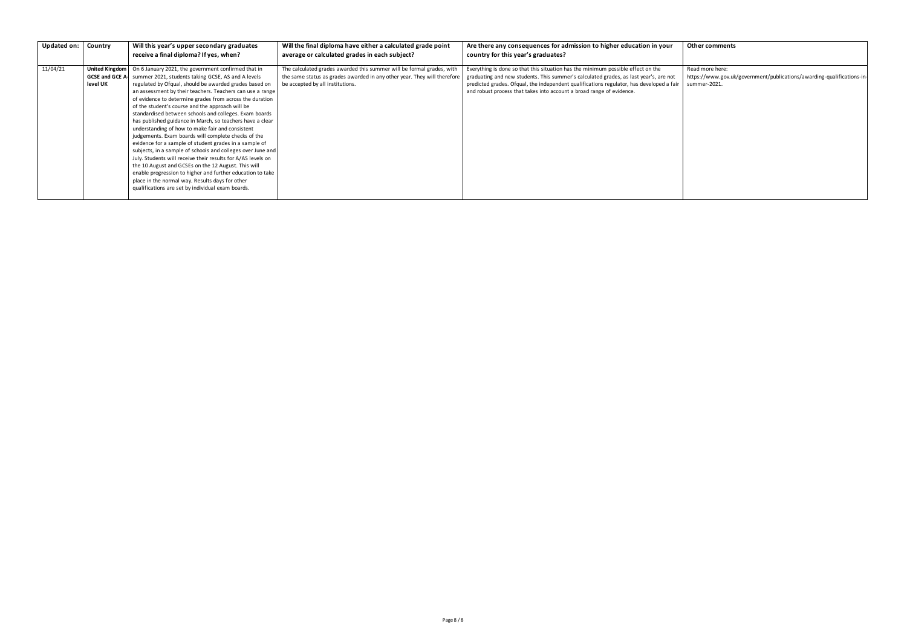| Updated on: | Country | Will this year's upper secondary graduates receive a final diploma? If yes, when? | Will the final diploma have either a calculated grade point average or calculated grades in each subject? | Are there any consequences for admission to higher education in your country for this year's graduates? | Other comments |
|---|---|---|---|---|---|
| 11/04/21 | **United Kingdom GCSE and GCE A-level UK** | On 6 January 2021, the government confirmed that in summer 2021, students taking GCSE, AS and A levels regulated by Ofqual, should be awarded grades based on an assessment by their teachers. Teachers can use a range of evidence to determine grades from across the duration of the student's course and the approach will be standardised between schools and colleges. Exam boards has published guidance in March, so teachers have a clear understanding of how to make fair and consistent judgements. Exam boards will complete checks of the evidence for a sample of student grades in a sample of subjects, in a sample of schools and colleges over June and July. Students will receive their results for A/AS levels on the 10 August and GCSEs on the 12 August. This will enable progression to higher and further education to take place in the normal way. Results days for other qualifications are set by individual exam boards. | The calculated grades awarded this summer will be formal grades, with the same status as grades awarded in any other year. They will therefore be accepted by all institutions. | Everything is done so that this situation has the minimum possible effect on the graduating and new students. This summer's calculated grades, as last year's, are not predicted grades. Ofqual, the independent qualifications regulator, has developed a fair and robust process that takes into account a broad range of evidence. | Read more here: https://www.gov.uk/government/publications/awarding-qualifications-in-summer-2021. |